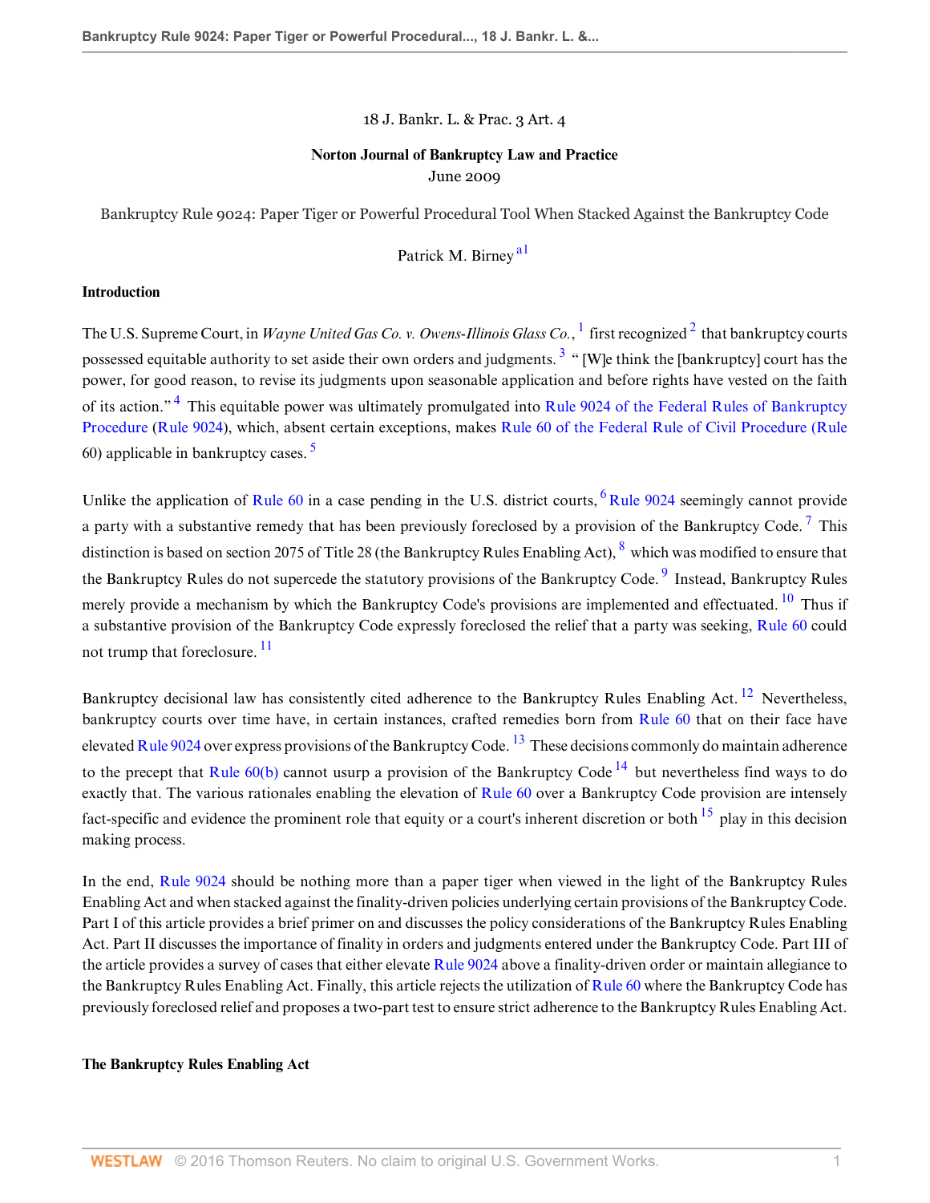18 J. Bankr. L. & Prac. 3 Art. 4

**Norton Journal of Bankruptcy Law and Practice**
June 2009

Bankruptcy Rule 9024: Paper Tiger or Powerful Procedural Tool When Stacked Against the Bankruptcy Code

Patrick M. Birney[a1]

## Introduction

The U.S. Supreme Court, in *Wayne United Gas Co. v. Owens-Illinois Glass Co.*,[1] first recognized[2] that bankruptcy courts possessed equitable authority to set aside their own orders and judgments.[3] "[W]e think the [bankruptcy] court has the power, for good reason, to revise its judgments upon seasonable application and before rights have vested on the faith of its action."[4] This equitable power was ultimately promulgated into Rule 9024 of the Federal Rules of Bankruptcy Procedure (Rule 9024), which, absent certain exceptions, makes Rule 60 of the Federal Rule of Civil Procedure (Rule 60) applicable in bankruptcy cases.[5]

Unlike the application of Rule 60 in a case pending in the U.S. district courts,[6] Rule 9024 seemingly cannot provide a party with a substantive remedy that has been previously foreclosed by a provision of the Bankruptcy Code.[7] This distinction is based on section 2075 of Title 28 (the Bankruptcy Rules Enabling Act),[8] which was modified to ensure that the Bankruptcy Rules do not supercede the statutory provisions of the Bankruptcy Code.[9] Instead, Bankruptcy Rules merely provide a mechanism by which the Bankruptcy Code's provisions are implemented and effectuated.[10] Thus if a substantive provision of the Bankruptcy Code expressly foreclosed the relief that a party was seeking, Rule 60 could not trump that foreclosure.[11]

Bankruptcy decisional law has consistently cited adherence to the Bankruptcy Rules Enabling Act.[12] Nevertheless, bankruptcy courts over time have, in certain instances, crafted remedies born from Rule 60 that on their face have elevated Rule 9024 over express provisions of the Bankruptcy Code.[13] These decisions commonly do maintain adherence to the precept that Rule 60(b) cannot usurp a provision of the Bankruptcy Code[14] but nevertheless find ways to do exactly that. The various rationales enabling the elevation of Rule 60 over a Bankruptcy Code provision are intensely fact-specific and evidence the prominent role that equity or a court's inherent discretion or both[15] play in this decision making process.

In the end, Rule 9024 should be nothing more than a paper tiger when viewed in the light of the Bankruptcy Rules Enabling Act and when stacked against the finality-driven policies underlying certain provisions of the Bankruptcy Code. Part I of this article provides a brief primer on and discusses the policy considerations of the Bankruptcy Rules Enabling Act. Part II discusses the importance of finality in orders and judgments entered under the Bankruptcy Code. Part III of the article provides a survey of cases that either elevate Rule 9024 above a finality-driven order or maintain allegiance to the Bankruptcy Rules Enabling Act. Finally, this article rejects the utilization of Rule 60 where the Bankruptcy Code has previously foreclosed relief and proposes a two-part test to ensure strict adherence to the Bankruptcy Rules Enabling Act.

## The Bankruptcy Rules Enabling Act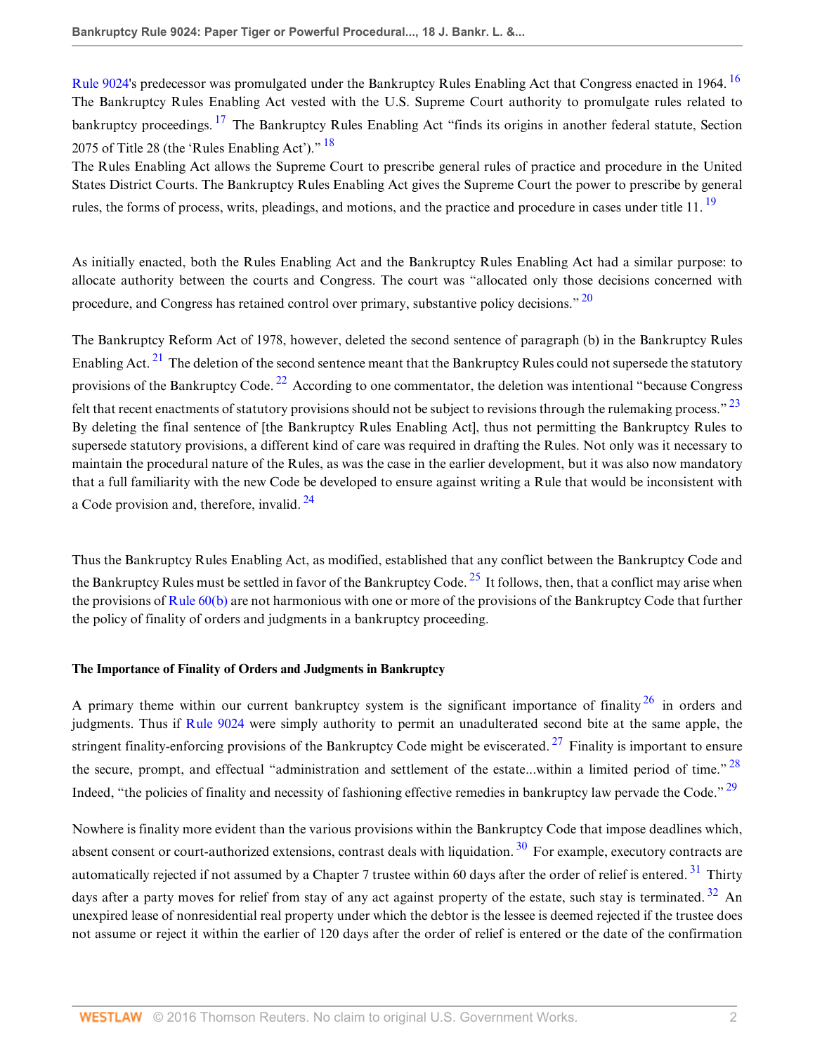Rule 9024's predecessor was promulgated under the Bankruptcy Rules Enabling Act that Congress enacted in 1964.[16] The Bankruptcy Rules Enabling Act vested with the U.S. Supreme Court authority to promulgate rules related to bankruptcy proceedings.[17] The Bankruptcy Rules Enabling Act "finds its origins in another federal statute, Section 2075 of Title 28 (the 'Rules Enabling Act')."[18]

The Rules Enabling Act allows the Supreme Court to prescribe general rules of practice and procedure in the United States District Courts. The Bankruptcy Rules Enabling Act gives the Supreme Court the power to prescribe by general rules, the forms of process, writs, pleadings, and motions, and the practice and procedure in cases under title 11.[19]

As initially enacted, both the Rules Enabling Act and the Bankruptcy Rules Enabling Act had a similar purpose: to allocate authority between the courts and Congress. The court was "allocated only those decisions concerned with procedure, and Congress has retained control over primary, substantive policy decisions."[20]

The Bankruptcy Reform Act of 1978, however, deleted the second sentence of paragraph (b) in the Bankruptcy Rules Enabling Act.[21] The deletion of the second sentence meant that the Bankruptcy Rules could not supersede the statutory provisions of the Bankruptcy Code.[22] According to one commentator, the deletion was intentional "because Congress felt that recent enactments of statutory provisions should not be subject to revisions through the rulemaking process."[23]

By deleting the final sentence of [the Bankruptcy Rules Enabling Act], thus not permitting the Bankruptcy Rules to supersede statutory provisions, a different kind of care was required in drafting the Rules. Not only was it necessary to maintain the procedural nature of the Rules, as was the case in the earlier development, but it was also now mandatory that a full familiarity with the new Code be developed to ensure against writing a Rule that would be inconsistent with a Code provision and, therefore, invalid.[24]

Thus the Bankruptcy Rules Enabling Act, as modified, established that any conflict between the Bankruptcy Code and the Bankruptcy Rules must be settled in favor of the Bankruptcy Code.[25] It follows, then, that a conflict may arise when the provisions of Rule 60(b) are not harmonious with one or more of the provisions of the Bankruptcy Code that further the policy of finality of orders and judgments in a bankruptcy proceeding.

**The Importance of Finality of Orders and Judgments in Bankruptcy**

A primary theme within our current bankruptcy system is the significant importance of finality[26] in orders and judgments. Thus if Rule 9024 were simply authority to permit an unadulterated second bite at the same apple, the stringent finality-enforcing provisions of the Bankruptcy Code might be eviscerated.[27] Finality is important to ensure the secure, prompt, and effectual "administration and settlement of the estate...within a limited period of time."[28] Indeed, "the policies of finality and necessity of fashioning effective remedies in bankruptcy law pervade the Code."[29]

Nowhere is finality more evident than the various provisions within the Bankruptcy Code that impose deadlines which, absent consent or court-authorized extensions, contrast deals with liquidation.[30] For example, executory contracts are automatically rejected if not assumed by a Chapter 7 trustee within 60 days after the order of relief is entered.[31] Thirty days after a party moves for relief from stay of any act against property of the estate, such stay is terminated.[32] An unexpired lease of nonresidential real property under which the debtor is the lessee is deemed rejected if the trustee does not assume or reject it within the earlier of 120 days after the order of relief is entered or the date of the confirmation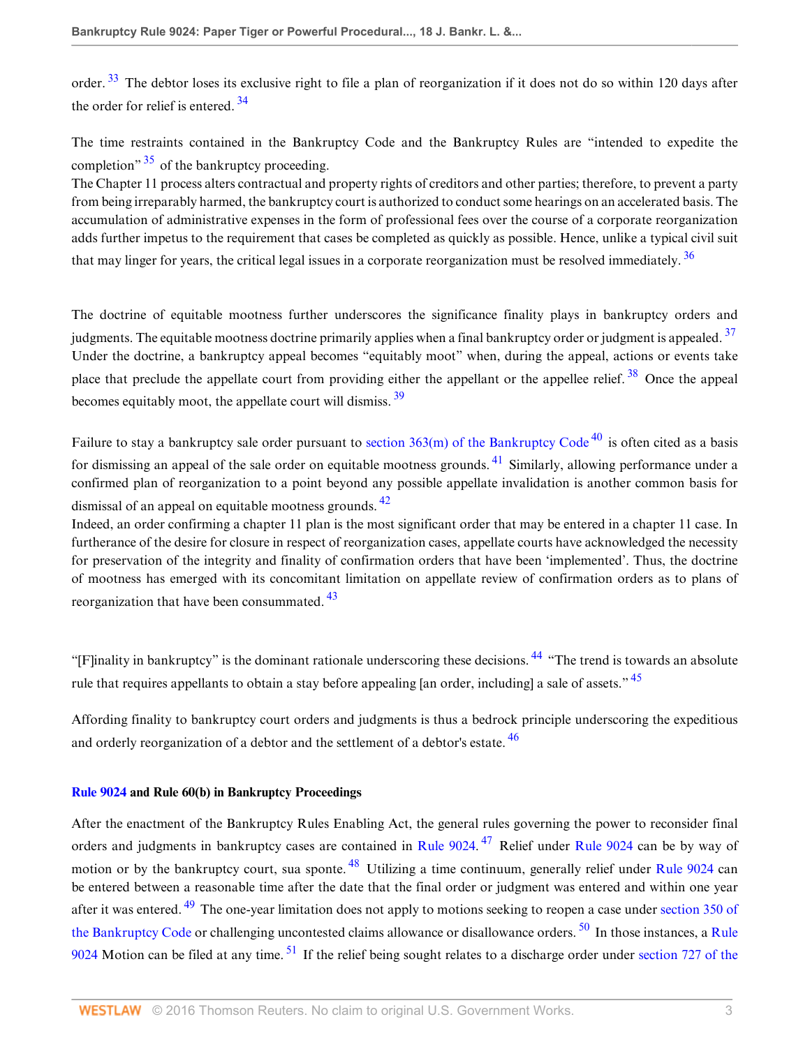order.[33] The debtor loses its exclusive right to file a plan of reorganization if it does not do so within 120 days after the order for relief is entered.[34]

The time restraints contained in the Bankruptcy Code and the Bankruptcy Rules are "intended to expedite the completion"[35] of the bankruptcy proceeding.

> The Chapter 11 process alters contractual and property rights of creditors and other parties; therefore, to prevent a party from being irreparably harmed, the bankruptcy court is authorized to conduct some hearings on an accelerated basis. The accumulation of administrative expenses in the form of professional fees over the course of a corporate reorganization adds further impetus to the requirement that cases be completed as quickly as possible. Hence, unlike a typical civil suit that may linger for years, the critical legal issues in a corporate reorganization must be resolved immediately.[36]

The doctrine of equitable mootness further underscores the significance finality plays in bankruptcy orders and judgments. The equitable mootness doctrine primarily applies when a final bankruptcy order or judgment is appealed.[37] Under the doctrine, a bankruptcy appeal becomes "equitably moot" when, during the appeal, actions or events take place that preclude the appellate court from providing either the appellant or the appellee relief.[38] Once the appeal becomes equitably moot, the appellate court will dismiss.[39]

Failure to stay a bankruptcy sale order pursuant to section 363(m) of the Bankruptcy Code[40] is often cited as a basis for dismissing an appeal of the sale order on equitable mootness grounds.[41] Similarly, allowing performance under a confirmed plan of reorganization to a point beyond any possible appellate invalidation is another common basis for dismissal of an appeal on equitable mootness grounds.[42]

> Indeed, an order confirming a chapter 11 plan is the most significant order that may be entered in a chapter 11 case. In furtherance of the desire for closure in respect of reorganization cases, appellate courts have acknowledged the necessity for preservation of the integrity and finality of confirmation orders that have been 'implemented'. Thus, the doctrine of mootness has emerged with its concomitant limitation on appellate review of confirmation orders as to plans of reorganization that have been consummated.[43]

"[F]inality in bankruptcy" is the dominant rationale underscoring these decisions.[44] "The trend is towards an absolute rule that requires appellants to obtain a stay before appealing [an order, including] a sale of assets."[45]

Affording finality to bankruptcy court orders and judgments is thus a bedrock principle underscoring the expeditious and orderly reorganization of a debtor and the settlement of a debtor's estate.[46]

**Rule 9024 and Rule 60(b) in Bankruptcy Proceedings**

After the enactment of the Bankruptcy Rules Enabling Act, the general rules governing the power to reconsider final orders and judgments in bankruptcy cases are contained in Rule 9024.[47] Relief under Rule 9024 can be by way of motion or by the bankruptcy court, sua sponte.[48] Utilizing a time continuum, generally relief under Rule 9024 can be entered between a reasonable time after the date that the final order or judgment was entered and within one year after it was entered.[49] The one-year limitation does not apply to motions seeking to reopen a case under section 350 of the Bankruptcy Code or challenging uncontested claims allowance or disallowance orders.[50] In those instances, a Rule 9024 Motion can be filed at any time.[51] If the relief being sought relates to a discharge order under section 727 of the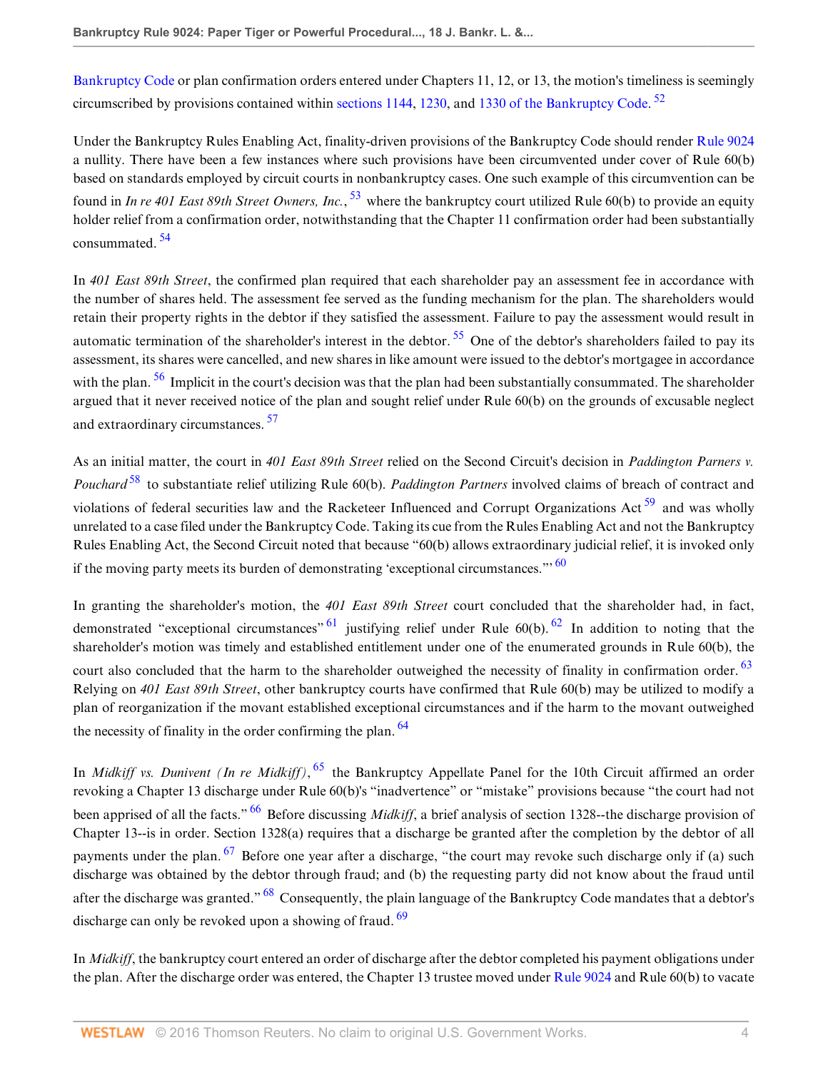Bankruptcy Code or plan confirmation orders entered under Chapters 11, 12, or 13, the motion's timeliness is seemingly circumscribed by provisions contained within sections 1144, 1230, and 1330 of the Bankruptcy Code. [52]

Under the Bankruptcy Rules Enabling Act, finality-driven provisions of the Bankruptcy Code should render Rule 9024 a nullity. There have been a few instances where such provisions have been circumvented under cover of Rule 60(b) based on standards employed by circuit courts in nonbankruptcy cases. One such example of this circumvention can be found in *In re 401 East 89th Street Owners, Inc.*, [53] where the bankruptcy court utilized Rule 60(b) to provide an equity holder relief from a confirmation order, notwithstanding that the Chapter 11 confirmation order had been substantially consummated. [54]

In *401 East 89th Street*, the confirmed plan required that each shareholder pay an assessment fee in accordance with the number of shares held. The assessment fee served as the funding mechanism for the plan. The shareholders would retain their property rights in the debtor if they satisfied the assessment. Failure to pay the assessment would result in automatic termination of the shareholder's interest in the debtor. [55] One of the debtor's shareholders failed to pay its assessment, its shares were cancelled, and new shares in like amount were issued to the debtor's mortgagee in accordance with the plan. [56] Implicit in the court's decision was that the plan had been substantially consummated. The shareholder argued that it never received notice of the plan and sought relief under Rule 60(b) on the grounds of excusable neglect and extraordinary circumstances. [57]

As an initial matter, the court in *401 East 89th Street* relied on the Second Circuit's decision in *Paddington Parners v. Pouchard* [58] to substantiate relief utilizing Rule 60(b). *Paddington Partners* involved claims of breach of contract and violations of federal securities law and the Racketeer Influenced and Corrupt Organizations Act [59] and was wholly unrelated to a case filed under the Bankruptcy Code. Taking its cue from the Rules Enabling Act and not the Bankruptcy Rules Enabling Act, the Second Circuit noted that because "60(b) allows extraordinary judicial relief, it is invoked only if the moving party meets its burden of demonstrating 'exceptional circumstances.'" [60]

In granting the shareholder's motion, the *401 East 89th Street* court concluded that the shareholder had, in fact, demonstrated "exceptional circumstances" [61] justifying relief under Rule 60(b). [62] In addition to noting that the shareholder's motion was timely and established entitlement under one of the enumerated grounds in Rule 60(b), the court also concluded that the harm to the shareholder outweighed the necessity of finality in confirmation order. [63] Relying on *401 East 89th Street*, other bankruptcy courts have confirmed that Rule 60(b) may be utilized to modify a plan of reorganization if the movant established exceptional circumstances and if the harm to the movant outweighed the necessity of finality in the order confirming the plan. [64]

In *Midkiff vs. Dunivent (In re Midkiff)*, [65] the Bankruptcy Appellate Panel for the 10th Circuit affirmed an order revoking a Chapter 13 discharge under Rule 60(b)'s "inadvertence" or "mistake" provisions because "the court had not been apprised of all the facts." [66] Before discussing *Midkiff*, a brief analysis of section 1328--the discharge provision of Chapter 13--is in order. Section 1328(a) requires that a discharge be granted after the completion by the debtor of all payments under the plan. [67] Before one year after a discharge, "the court may revoke such discharge only if (a) such discharge was obtained by the debtor through fraud; and (b) the requesting party did not know about the fraud until after the discharge was granted." [68] Consequently, the plain language of the Bankruptcy Code mandates that a debtor's discharge can only be revoked upon a showing of fraud. [69]

In *Midkiff*, the bankruptcy court entered an order of discharge after the debtor completed his payment obligations under the plan. After the discharge order was entered, the Chapter 13 trustee moved under Rule 9024 and Rule 60(b) to vacate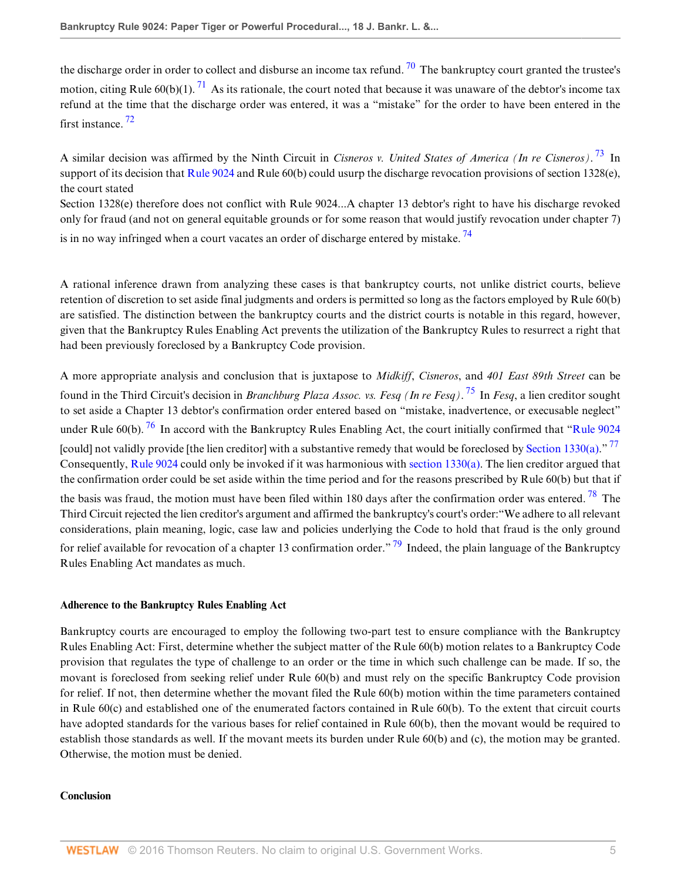the discharge order in order to collect and disburse an income tax refund. [70] The bankruptcy court granted the trustee's motion, citing Rule 60(b)(1). [71] As its rationale, the court noted that because it was unaware of the debtor's income tax refund at the time that the discharge order was entered, it was a "mistake" for the order to have been entered in the first instance. [72]

A similar decision was affirmed by the Ninth Circuit in *Cisneros v. United States of America (In re Cisneros)*. [73] In support of its decision that Rule 9024 and Rule 60(b) could usurp the discharge revocation provisions of section 1328(e), the court stated

Section 1328(e) therefore does not conflict with Rule 9024...A chapter 13 debtor's right to have his discharge revoked only for fraud (and not on general equitable grounds or for some reason that would justify revocation under chapter 7) is in no way infringed when a court vacates an order of discharge entered by mistake. [74]

A rational inference drawn from analyzing these cases is that bankruptcy courts, not unlike district courts, believe retention of discretion to set aside final judgments and orders is permitted so long as the factors employed by Rule 60(b) are satisfied. The distinction between the bankruptcy courts and the district courts is notable in this regard, however, given that the Bankruptcy Rules Enabling Act prevents the utilization of the Bankruptcy Rules to resurrect a right that had been previously foreclosed by a Bankruptcy Code provision.

A more appropriate analysis and conclusion that is juxtapose to *Midkiff*, *Cisneros*, and *401 East 89th Street* can be found in the Third Circuit's decision in *Branchburg Plaza Assoc. vs. Fesq (In re Fesq)*. [75] In *Fesq*, a lien creditor sought to set aside a Chapter 13 debtor's confirmation order entered based on "mistake, inadvertence, or execusable neglect" under Rule 60(b). [76] In accord with the Bankruptcy Rules Enabling Act, the court initially confirmed that "Rule 9024 [could] not validly provide [the lien creditor] with a substantive remedy that would be foreclosed by Section 1330(a)." [77] Consequently, Rule 9024 could only be invoked if it was harmonious with section 1330(a). The lien creditor argued that the confirmation order could be set aside within the time period and for the reasons prescribed by Rule 60(b) but that if the basis was fraud, the motion must have been filed within 180 days after the confirmation order was entered. [78] The Third Circuit rejected the lien creditor's argument and affirmed the bankruptcy's court's order:"We adhere to all relevant considerations, plain meaning, logic, case law and policies underlying the Code to hold that fraud is the only ground for relief available for revocation of a chapter 13 confirmation order." [79] Indeed, the plain language of the Bankruptcy Rules Enabling Act mandates as much.

**Adherence to the Bankruptcy Rules Enabling Act**

Bankruptcy courts are encouraged to employ the following two-part test to ensure compliance with the Bankruptcy Rules Enabling Act: First, determine whether the subject matter of the Rule 60(b) motion relates to a Bankruptcy Code provision that regulates the type of challenge to an order or the time in which such challenge can be made. If so, the movant is foreclosed from seeking relief under Rule 60(b) and must rely on the specific Bankruptcy Code provision for relief. If not, then determine whether the movant filed the Rule 60(b) motion within the time parameters contained in Rule 60(c) and established one of the enumerated factors contained in Rule 60(b). To the extent that circuit courts have adopted standards for the various bases for relief contained in Rule 60(b), then the movant would be required to establish those standards as well. If the movant meets its burden under Rule 60(b) and (c), the motion may be granted. Otherwise, the motion must be denied.

**Conclusion**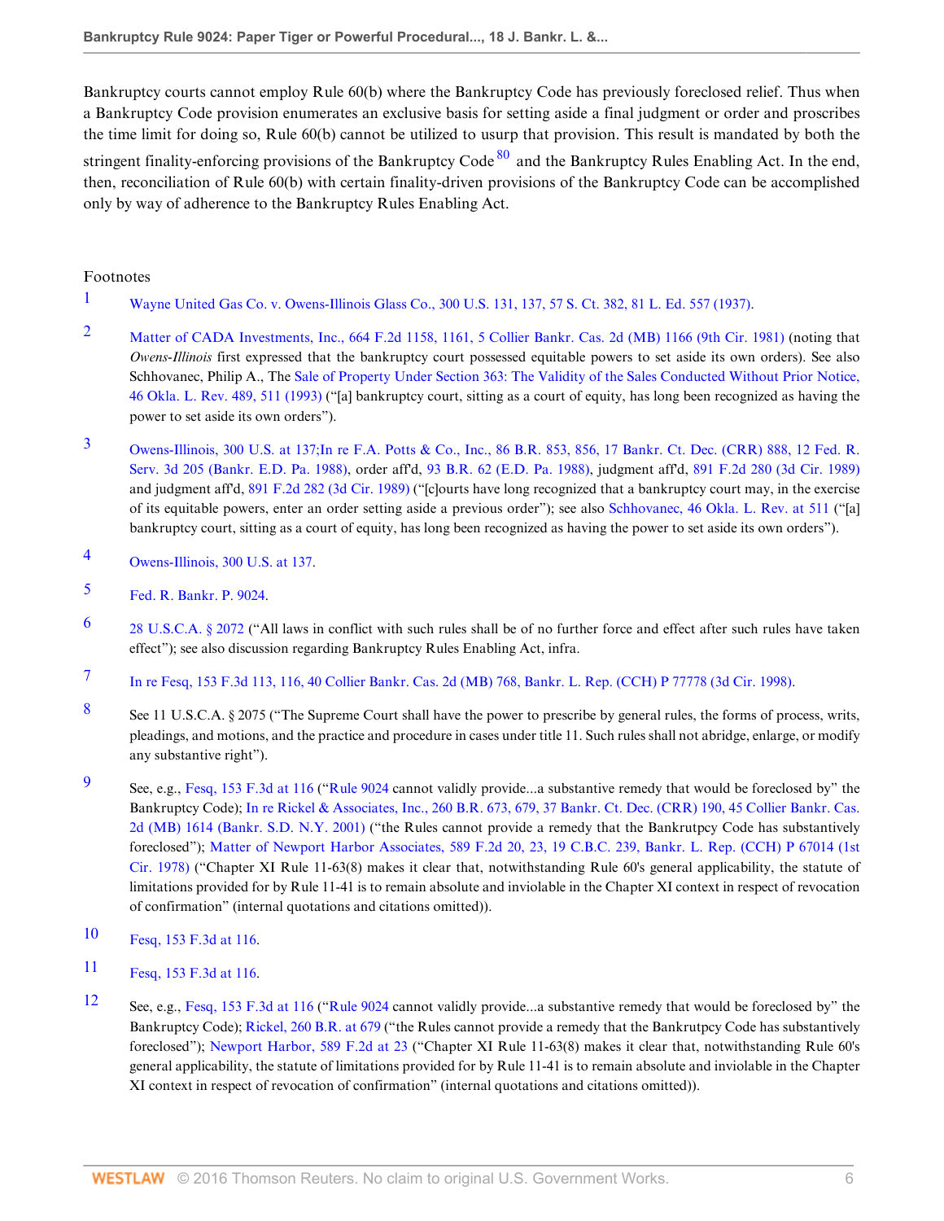Bankruptcy courts cannot employ Rule 60(b) where the Bankruptcy Code has previously foreclosed relief. Thus when a Bankruptcy Code provision enumerates an exclusive basis for setting aside a final judgment or order and proscribes the time limit for doing so, Rule 60(b) cannot be utilized to usurp that provision. This result is mandated by both the stringent finality-enforcing provisions of the Bankruptcy Code[80] and the Bankruptcy Rules Enabling Act. In the end, then, reconciliation of Rule 60(b) with certain finality-driven provisions of the Bankruptcy Code can be accomplished only by way of adherence to the Bankruptcy Rules Enabling Act.

Footnotes

1. Wayne United Gas Co. v. Owens-Illinois Glass Co., 300 U.S. 131, 137, 57 S. Ct. 382, 81 L. Ed. 557 (1937).

2. Matter of CADA Investments, Inc., 664 F.2d 1158, 1161, 5 Collier Bankr. Cas. 2d (MB) 1166 (9th Cir. 1981) (noting that *Owens-Illinois* first expressed that the bankruptcy court possessed equitable powers to set aside its own orders). See also Schhovanec, Philip A., The Sale of Property Under Section 363: The Validity of the Sales Conducted Without Prior Notice, 46 Okla. L. Rev. 489, 511 (1993) ("[a] bankruptcy court, sitting as a court of equity, has long been recognized as having the power to set aside its own orders").

3. Owens-Illinois, 300 U.S. at 137;In re F.A. Potts & Co., Inc., 86 B.R. 853, 856, 17 Bankr. Ct. Dec. (CRR) 888, 12 Fed. R. Serv. 3d 205 (Bankr. E.D. Pa. 1988), order aff'd, 93 B.R. 62 (E.D. Pa. 1988), judgment aff'd, 891 F.2d 280 (3d Cir. 1989) and judgment aff'd, 891 F.2d 282 (3d Cir. 1989) ("[c]ourts have long recognized that a bankruptcy court may, in the exercise of its equitable powers, enter an order setting aside a previous order"); see also Schhovanec, 46 Okla. L. Rev. at 511 ("[a] bankruptcy court, sitting as a court of equity, has long been recognized as having the power to set aside its own orders").

4. Owens-Illinois, 300 U.S. at 137.

5. Fed. R. Bankr. P. 9024.

6. 28 U.S.C.A. § 2072 ("All laws in conflict with such rules shall be of no further force and effect after such rules have taken effect"); see also discussion regarding Bankruptcy Rules Enabling Act, infra.

7. In re Fesq, 153 F.3d 113, 116, 40 Collier Bankr. Cas. 2d (MB) 768, Bankr. L. Rep. (CCH) P 77778 (3d Cir. 1998).

8. See 11 U.S.C.A. § 2075 ("The Supreme Court shall have the power to prescribe by general rules, the forms of process, writs, pleadings, and motions, and the practice and procedure in cases under title 11. Such rules shall not abridge, enlarge, or modify any substantive right").

9. See, e.g., Fesq, 153 F.3d at 116 ("Rule 9024 cannot validly provide...a substantive remedy that would be foreclosed by" the Bankruptcy Code); In re Rickel & Associates, Inc., 260 B.R. 673, 679, 37 Bankr. Ct. Dec. (CRR) 190, 45 Collier Bankr. Cas. 2d (MB) 1614 (Bankr. S.D. N.Y. 2001) ("the Rules cannot provide a remedy that the Bankrutpcy Code has substantively foreclosed"); Matter of Newport Harbor Associates, 589 F.2d 20, 23, 19 C.B.C. 239, Bankr. L. Rep. (CCH) P 67014 (1st Cir. 1978) ("Chapter XI Rule 11-63(8) makes it clear that, notwithstanding Rule 60's general applicability, the statute of limitations provided for by Rule 11-41 is to remain absolute and inviolable in the Chapter XI context in respect of revocation of confirmation" (internal quotations and citations omitted)).

10. Fesq, 153 F.3d at 116.

11. Fesq, 153 F.3d at 116.

12. See, e.g., Fesq, 153 F.3d at 116 ("Rule 9024 cannot validly provide...a substantive remedy that would be foreclosed by" the Bankruptcy Code); Rickel, 260 B.R. at 679 ("the Rules cannot provide a remedy that the Bankrutpcy Code has substantively foreclosed"); Newport Harbor, 589 F.2d at 23 ("Chapter XI Rule 11-63(8) makes it clear that, notwithstanding Rule 60's general applicability, the statute of limitations provided for by Rule 11-41 is to remain absolute and inviolable in the Chapter XI context in respect of revocation of confirmation" (internal quotations and citations omitted)).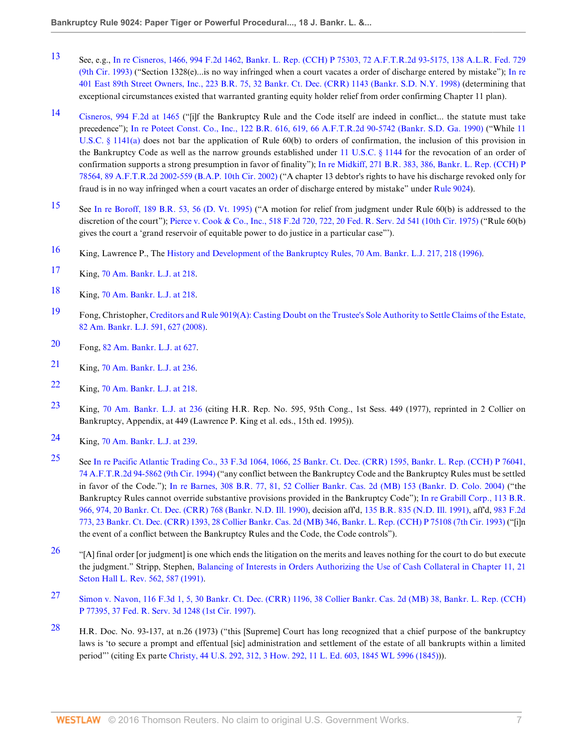13 See, e.g., In re Cisneros, 1466, 994 F.2d 1462, Bankr. L. Rep. (CCH) P 75303, 72 A.F.T.R.2d 93-5175, 138 A.L.R. Fed. 729 (9th Cir. 1993) ("Section 1328(e)...is no way infringed when a court vacates a order of discharge entered by mistake"); In re 401 East 89th Street Owners, Inc., 223 B.R. 75, 32 Bankr. Ct. Dec. (CRR) 1143 (Bankr. S.D. N.Y. 1998) (determining that exceptional circumstances existed that warranted granting equity holder relief from order confirming Chapter 11 plan).

14 Cisneros, 994 F.2d at 1465 ("[i]f the Bankruptcy Rule and the Code itself are indeed in conflict... the statute must take precedence"); In re Poteet Const. Co., Inc., 122 B.R. 616, 619, 66 A.F.T.R.2d 90-5742 (Bankr. S.D. Ga. 1990) ("While 11 U.S.C. § 1141(a) does not bar the application of Rule 60(b) to orders of confirmation, the inclusion of this provision in the Bankruptcy Code as well as the narrow grounds established under 11 U.S.C. § 1144 for the revocation of an order of confirmation supports a strong presumption in favor of finality"); In re Midkiff, 271 B.R. 383, 386, Bankr. L. Rep. (CCH) P 78564, 89 A.F.T.R.2d 2002-559 (B.A.P. 10th Cir. 2002) ("A chapter 13 debtor's rights to have his discharge revoked only for fraud is in no way infringed when a court vacates an order of discharge entered by mistake" under Rule 9024).

15 See In re Boroff, 189 B.R. 53, 56 (D. Vt. 1995) ("A motion for relief from judgment under Rule 60(b) is addressed to the discretion of the court"); Pierce v. Cook & Co., Inc., 518 F.2d 720, 722, 20 Fed. R. Serv. 2d 541 (10th Cir. 1975) ("Rule 60(b) gives the court a 'grand reservoir of equitable power to do justice in a particular case'").

16 King, Lawrence P., The History and Development of the Bankruptcy Rules, 70 Am. Bankr. L.J. 217, 218 (1996).

17 King, 70 Am. Bankr. L.J. at 218.

18 King, 70 Am. Bankr. L.J. at 218.

19 Fong, Christopher, Creditors and Rule 9019(A): Casting Doubt on the Trustee's Sole Authority to Settle Claims of the Estate, 82 Am. Bankr. L.J. 591, 627 (2008).

20 Fong, 82 Am. Bankr. L.J. at 627.

21 King, 70 Am. Bankr. L.J. at 236.

22 King, 70 Am. Bankr. L.J. at 218.

23 King, 70 Am. Bankr. L.J. at 236 (citing H.R. Rep. No. 595, 95th Cong., 1st Sess. 449 (1977), reprinted in 2 Collier on Bankruptcy, Appendix, at 449 (Lawrence P. King et al. eds., 15th ed. 1995)).

24 King, 70 Am. Bankr. L.J. at 239.

25 See In re Pacific Atlantic Trading Co., 33 F.3d 1064, 1066, 25 Bankr. Ct. Dec. (CRR) 1595, Bankr. L. Rep. (CCH) P 76041, 74 A.F.T.R.2d 94-5862 (9th Cir. 1994) ("any conflict between the Bankruptcy Code and the Bankruptcy Rules must be settled in favor of the Code."); In re Barnes, 308 B.R. 77, 81, 52 Collier Bankr. Cas. 2d (MB) 153 (Bankr. D. Colo. 2004) ("the Bankruptcy Rules cannot override substantive provisions provided in the Bankruptcy Code"); In re Grabill Corp., 113 B.R. 966, 974, 20 Bankr. Ct. Dec. (CRR) 768 (Bankr. N.D. Ill. 1990), decision aff'd, 135 B.R. 835 (N.D. Ill. 1991), aff'd, 983 F.2d 773, 23 Bankr. Ct. Dec. (CRR) 1393, 28 Collier Bankr. Cas. 2d (MB) 346, Bankr. L. Rep. (CCH) P 75108 (7th Cir. 1993) ("[i]n the event of a conflict between the Bankruptcy Rules and the Code, the Code controls").

26 "[A] final order [or judgment] is one which ends the litigation on the merits and leaves nothing for the court to do but execute the judgment." Stripp, Stephen, Balancing of Interests in Orders Authorizing the Use of Cash Collateral in Chapter 11, 21 Seton Hall L. Rev. 562, 587 (1991).

27 Simon v. Navon, 116 F.3d 1, 5, 30 Bankr. Ct. Dec. (CRR) 1196, 38 Collier Bankr. Cas. 2d (MB) 38, Bankr. L. Rep. (CCH) P 77395, 37 Fed. R. Serv. 3d 1248 (1st Cir. 1997).

28 H.R. Doc. No. 93-137, at n.26 (1973) ("this [Supreme] Court has long recognized that a chief purpose of the bankruptcy laws is 'to secure a prompt and effentual [sic] administration and settlement of the estate of all bankrupts within a limited period'" (citing Ex parte Christy, 44 U.S. 292, 312, 3 How. 292, 11 L. Ed. 603, 1845 WL 5996 (1845))).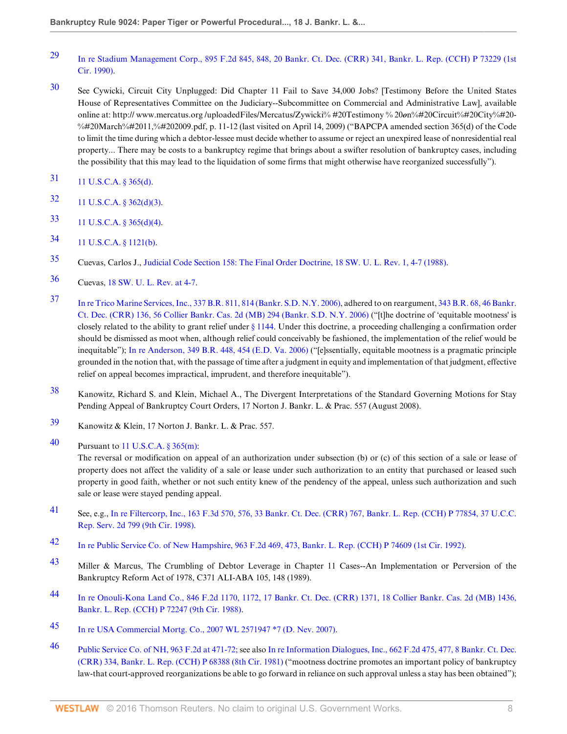29 In re Stadium Management Corp., 895 F.2d 845, 848, 20 Bankr. Ct. Dec. (CRR) 341, Bankr. L. Rep. (CCH) P 73229 (1st Cir. 1990).

30 See Cywicki, Circuit City Unplugged: Did Chapter 11 Fail to Save 34,000 Jobs? [Testimony Before the United States House of Representatives Committee on the Judiciary--Subcommittee on Commercial and Administrative Law], available online at: http:// www.mercatus.org /uploadedFiles/Mercatus/Zywicki% #20Testimony % 20on%#20Circuit%#20City%#20-%#20March%#2011,%#202009.pdf, p. 11-12 (last visited on April 14, 2009) ("BAPCPA amended section 365(d) of the Code to limit the time during which a debtor-lessee must decide whether to assume or reject an unexpired lease of nonresidential real property... There may be costs to a bankruptcy regime that brings about a swifter resolution of bankruptcy cases, including the possibility that this may lead to the liquidation of some firms that might otherwise have reorganized successfully").

31 11 U.S.C.A. § 365(d).

32 11 U.S.C.A. § 362(d)(3).

33 11 U.S.C.A. § 365(d)(4).

34 11 U.S.C.A. § 1121(b).

35 Cuevas, Carlos J., Judicial Code Section 158: The Final Order Doctrine, 18 SW. U. L. Rev. 1, 4-7 (1988).

36 Cuevas, 18 SW. U. L. Rev. at 4-7.

37 In re Trico Marine Services, Inc., 337 B.R. 811, 814 (Bankr. S.D. N.Y. 2006), adhered to on reargument, 343 B.R. 68, 46 Bankr. Ct. Dec. (CRR) 136, 56 Collier Bankr. Cas. 2d (MB) 294 (Bankr. S.D. N.Y. 2006) ("[t]he doctrine of 'equitable mootness' is closely related to the ability to grant relief under § 1144. Under this doctrine, a proceeding challenging a confirmation order should be dismissed as moot when, although relief could conceivably be fashioned, the implementation of the relief would be inequitable"); In re Anderson, 349 B.R. 448, 454 (E.D. Va. 2006) ("[e]ssentially, equitable mootness is a pragmatic principle grounded in the notion that, with the passage of time after a judgment in equity and implementation of that judgment, effective relief on appeal becomes impractical, imprudent, and therefore inequitable").

38 Kanowitz, Richard S. and Klein, Michael A., The Divergent Interpretations of the Standard Governing Motions for Stay Pending Appeal of Bankruptcy Court Orders, 17 Norton J. Bankr. L. & Prac. 557 (August 2008).

39 Kanowitz & Klein, 17 Norton J. Bankr. L. & Prac. 557.

40 Pursuant to 11 U.S.C.A. § 365(m):
The reversal or modification on appeal of an authorization under subsection (b) or (c) of this section of a sale or lease of property does not affect the validity of a sale or lease under such authorization to an entity that purchased or leased such property in good faith, whether or not such entity knew of the pendency of the appeal, unless such authorization and such sale or lease were stayed pending appeal.

41 See, e.g., In re Filtercorp, Inc., 163 F.3d 570, 576, 33 Bankr. Ct. Dec. (CRR) 767, Bankr. L. Rep. (CCH) P 77854, 37 U.C.C. Rep. Serv. 2d 799 (9th Cir. 1998).

42 In re Public Service Co. of New Hampshire, 963 F.2d 469, 473, Bankr. L. Rep. (CCH) P 74609 (1st Cir. 1992).

43 Miller & Marcus, The Crumbling of Debtor Leverage in Chapter 11 Cases--An Implementation or Perversion of the Bankruptcy Reform Act of 1978, C371 ALI-ABA 105, 148 (1989).

44 In re Onouli-Kona Land Co., 846 F.2d 1170, 1172, 17 Bankr. Ct. Dec. (CRR) 1371, 18 Collier Bankr. Cas. 2d (MB) 1436, Bankr. L. Rep. (CCH) P 72247 (9th Cir. 1988).

45 In re USA Commercial Mortg. Co., 2007 WL 2571947 *7 (D. Nev. 2007).

46 Public Service Co. of NH, 963 F.2d at 471-72; see also In re Information Dialogues, Inc., 662 F.2d 475, 477, 8 Bankr. Ct. Dec. (CRR) 334, Bankr. L. Rep. (CCH) P 68388 (8th Cir. 1981) ("mootness doctrine promotes an important policy of bankruptcy law-that court-approved reorganizations be able to go forward in reliance on such approval unless a stay has been obtained");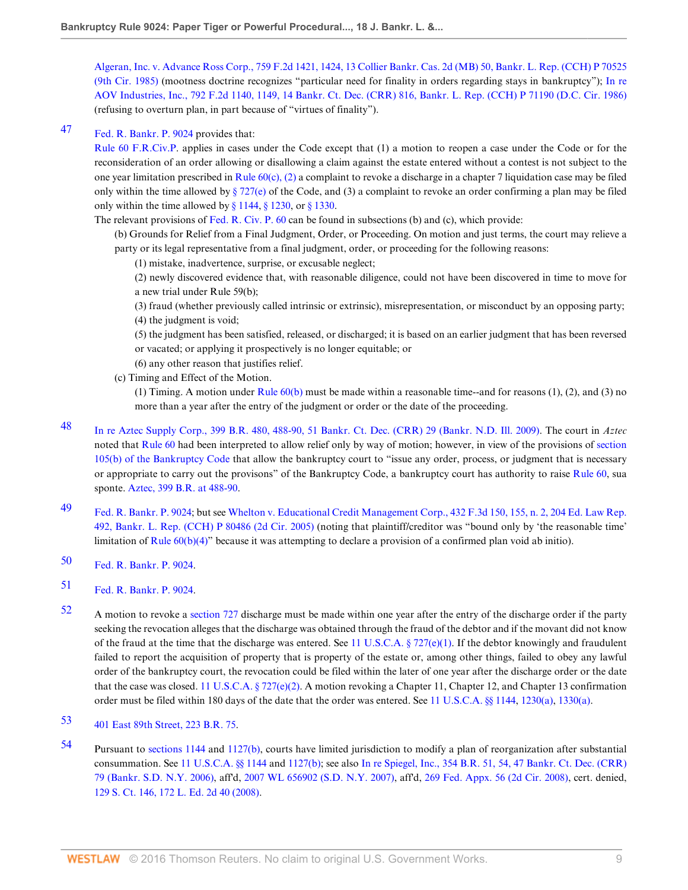Algeran, Inc. v. Advance Ross Corp., 759 F.2d 1421, 1424, 13 Collier Bankr. Cas. 2d (MB) 50, Bankr. L. Rep. (CCH) P 70525 (9th Cir. 1985) (mootness doctrine recognizes "particular need for finality in orders regarding stays in bankruptcy"); In re AOV Industries, Inc., 792 F.2d 1140, 1149, 14 Bankr. Ct. Dec. (CRR) 816, Bankr. L. Rep. (CCH) P 71190 (D.C. Cir. 1986) (refusing to overturn plan, in part because of "virtues of finality").

47 Fed. R. Bankr. P. 9024 provides that:

Rule 60 F.R.Civ.P. applies in cases under the Code except that (1) a motion to reopen a case under the Code or for the reconsideration of an order allowing or disallowing a claim against the estate entered without a contest is not subject to the one year limitation prescribed in Rule 60(c), (2) a complaint to revoke a discharge in a chapter 7 liquidation case may be filed only within the time allowed by § 727(e) of the Code, and (3) a complaint to revoke an order confirming a plan may be filed only within the time allowed by § 1144, § 1230, or § 1330.

The relevant provisions of Fed. R. Civ. P. 60 can be found in subsections (b) and (c), which provide:

> (b) Grounds for Relief from a Final Judgment, Order, or Proceeding. On motion and just terms, the court may relieve a party or its legal representative from a final judgment, order, or proceeding for the following reasons:
>
> (1) mistake, inadvertence, surprise, or excusable neglect;
>
> (2) newly discovered evidence that, with reasonable diligence, could not have been discovered in time to move for a new trial under Rule 59(b);
>
> (3) fraud (whether previously called intrinsic or extrinsic), misrepresentation, or misconduct by an opposing party;
>
> (4) the judgment is void;
>
> (5) the judgment has been satisfied, released, or discharged; it is based on an earlier judgment that has been reversed or vacated; or applying it prospectively is no longer equitable; or
>
> (6) any other reason that justifies relief.
>
> (c) Timing and Effect of the Motion.
>
> (1) Timing. A motion under Rule 60(b) must be made within a reasonable time--and for reasons (1), (2), and (3) no more than a year after the entry of the judgment or order or the date of the proceeding.

48 In re Aztec Supply Corp., 399 B.R. 480, 488-90, 51 Bankr. Ct. Dec. (CRR) 29 (Bankr. N.D. Ill. 2009). The court in *Aztec* noted that Rule 60 had been interpreted to allow relief only by way of motion; however, in view of the provisions of section 105(b) of the Bankruptcy Code that allow the bankruptcy court to "issue any order, process, or judgment that is necessary or appropriate to carry out the provisons" of the Bankruptcy Code, a bankruptcy court has authority to raise Rule 60, sua sponte. Aztec, 399 B.R. at 488-90.

49 Fed. R. Bankr. P. 9024; but see Whelton v. Educational Credit Management Corp., 432 F.3d 150, 155, n. 2, 204 Ed. Law Rep. 492, Bankr. L. Rep. (CCH) P 80486 (2d Cir. 2005) (noting that plaintiff/creditor was "bound only by 'the reasonable time' limitation of Rule 60(b)(4)" because it was attempting to declare a provision of a confirmed plan void ab initio).

50 Fed. R. Bankr. P. 9024.

51 Fed. R. Bankr. P. 9024.

52 A motion to revoke a section 727 discharge must be made within one year after the entry of the discharge order if the party seeking the revocation alleges that the discharge was obtained through the fraud of the debtor and if the movant did not know of the fraud at the time that the discharge was entered. See 11 U.S.C.A. § 727(e)(1). If the debtor knowingly and fraudulent failed to report the acquisition of property that is property of the estate or, among other things, failed to obey any lawful order of the bankruptcy court, the revocation could be filed within the later of one year after the discharge order or the date that the case was closed. 11 U.S.C.A. § 727(e)(2). A motion revoking a Chapter 11, Chapter 12, and Chapter 13 confirmation order must be filed within 180 days of the date that the order was entered. See 11 U.S.C.A. §§ 1144, 1230(a), 1330(a).

53 401 East 89th Street, 223 B.R. 75.

54 Pursuant to sections 1144 and 1127(b), courts have limited jurisdiction to modify a plan of reorganization after substantial consummation. See 11 U.S.C.A. §§ 1144 and 1127(b); see also In re Spiegel, Inc., 354 B.R. 51, 54, 47 Bankr. Ct. Dec. (CRR) 79 (Bankr. S.D. N.Y. 2006), aff'd, 2007 WL 656902 (S.D. N.Y. 2007), aff'd, 269 Fed. Appx. 56 (2d Cir. 2008), cert. denied, 129 S. Ct. 146, 172 L. Ed. 2d 40 (2008).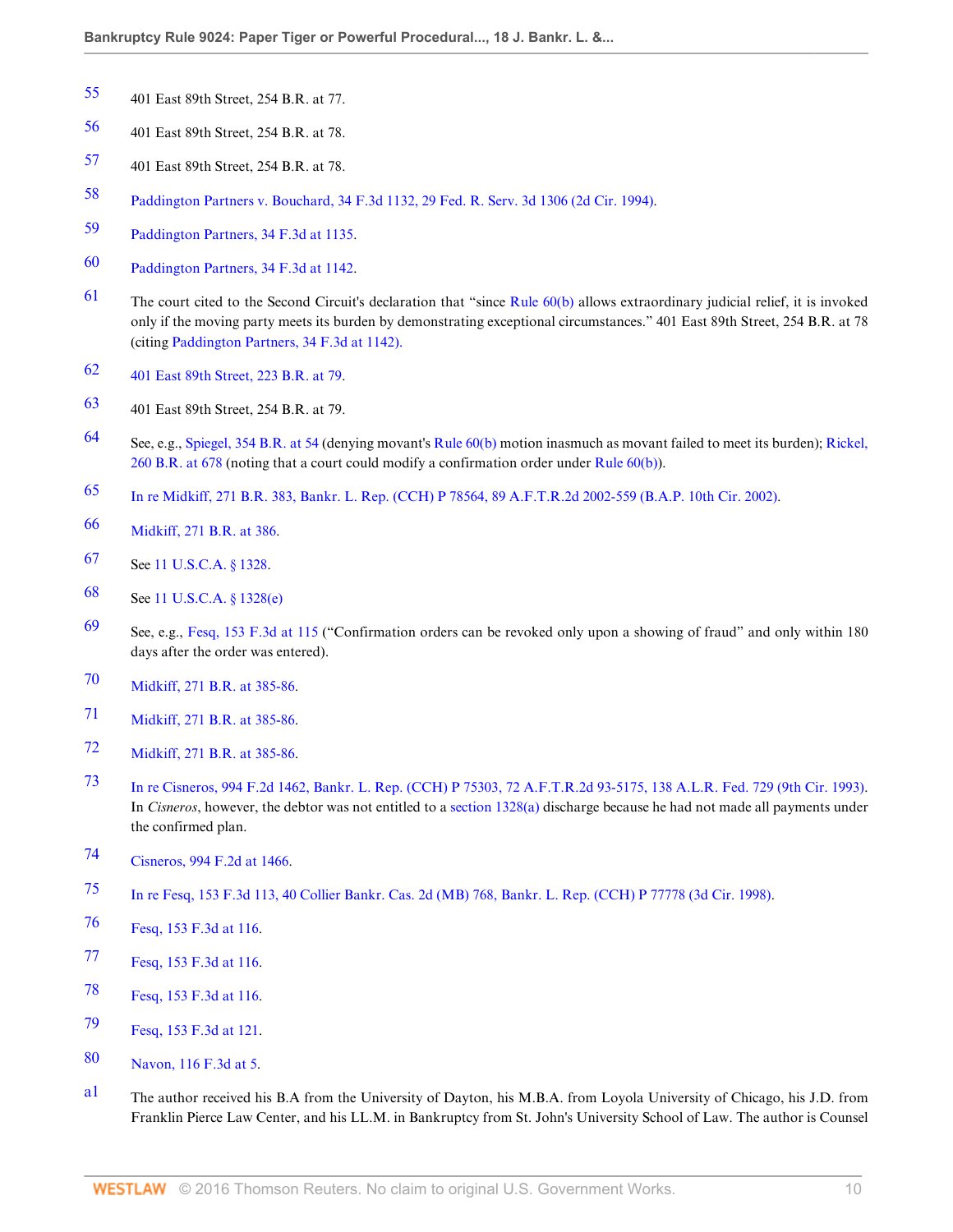55 401 East 89th Street, 254 B.R. at 77.

56 401 East 89th Street, 254 B.R. at 78.

57 401 East 89th Street, 254 B.R. at 78.

58 Paddington Partners v. Bouchard, 34 F.3d 1132, 29 Fed. R. Serv. 3d 1306 (2d Cir. 1994).

59 Paddington Partners, 34 F.3d at 1135.

60 Paddington Partners, 34 F.3d at 1142.

61 The court cited to the Second Circuit's declaration that "since Rule 60(b) allows extraordinary judicial relief, it is invoked only if the moving party meets its burden by demonstrating exceptional circumstances." 401 East 89th Street, 254 B.R. at 78 (citing Paddington Partners, 34 F.3d at 1142).

62 401 East 89th Street, 223 B.R. at 79.

63 401 East 89th Street, 254 B.R. at 79.

64 See, e.g., Spiegel, 354 B.R. at 54 (denying movant's Rule 60(b) motion inasmuch as movant failed to meet its burden); Rickel, 260 B.R. at 678 (noting that a court could modify a confirmation order under Rule 60(b)).

65 In re Midkiff, 271 B.R. 383, Bankr. L. Rep. (CCH) P 78564, 89 A.F.T.R.2d 2002-559 (B.A.P. 10th Cir. 2002).

66 Midkiff, 271 B.R. at 386.

67 See 11 U.S.C.A. § 1328.

68 See 11 U.S.C.A. § 1328(e)

69 See, e.g., Fesq, 153 F.3d at 115 ("Confirmation orders can be revoked only upon a showing of fraud" and only within 180 days after the order was entered).

70 Midkiff, 271 B.R. at 385-86.

71 Midkiff, 271 B.R. at 385-86.

72 Midkiff, 271 B.R. at 385-86.

73 In re Cisneros, 994 F.2d 1462, Bankr. L. Rep. (CCH) P 75303, 72 A.F.T.R.2d 93-5175, 138 A.L.R. Fed. 729 (9th Cir. 1993). In *Cisneros*, however, the debtor was not entitled to a section 1328(a) discharge because he had not made all payments under the confirmed plan.

74 Cisneros, 994 F.2d at 1466.

75 In re Fesq, 153 F.3d 113, 40 Collier Bankr. Cas. 2d (MB) 768, Bankr. L. Rep. (CCH) P 77778 (3d Cir. 1998).

76 Fesq, 153 F.3d at 116.

77 Fesq, 153 F.3d at 116.

78 Fesq, 153 F.3d at 116.

79 Fesq, 153 F.3d at 121.

80 Navon, 116 F.3d at 5.

a1 The author received his B.A from the University of Dayton, his M.B.A. from Loyola University of Chicago, his J.D. from Franklin Pierce Law Center, and his LL.M. in Bankruptcy from St. John's University School of Law. The author is Counsel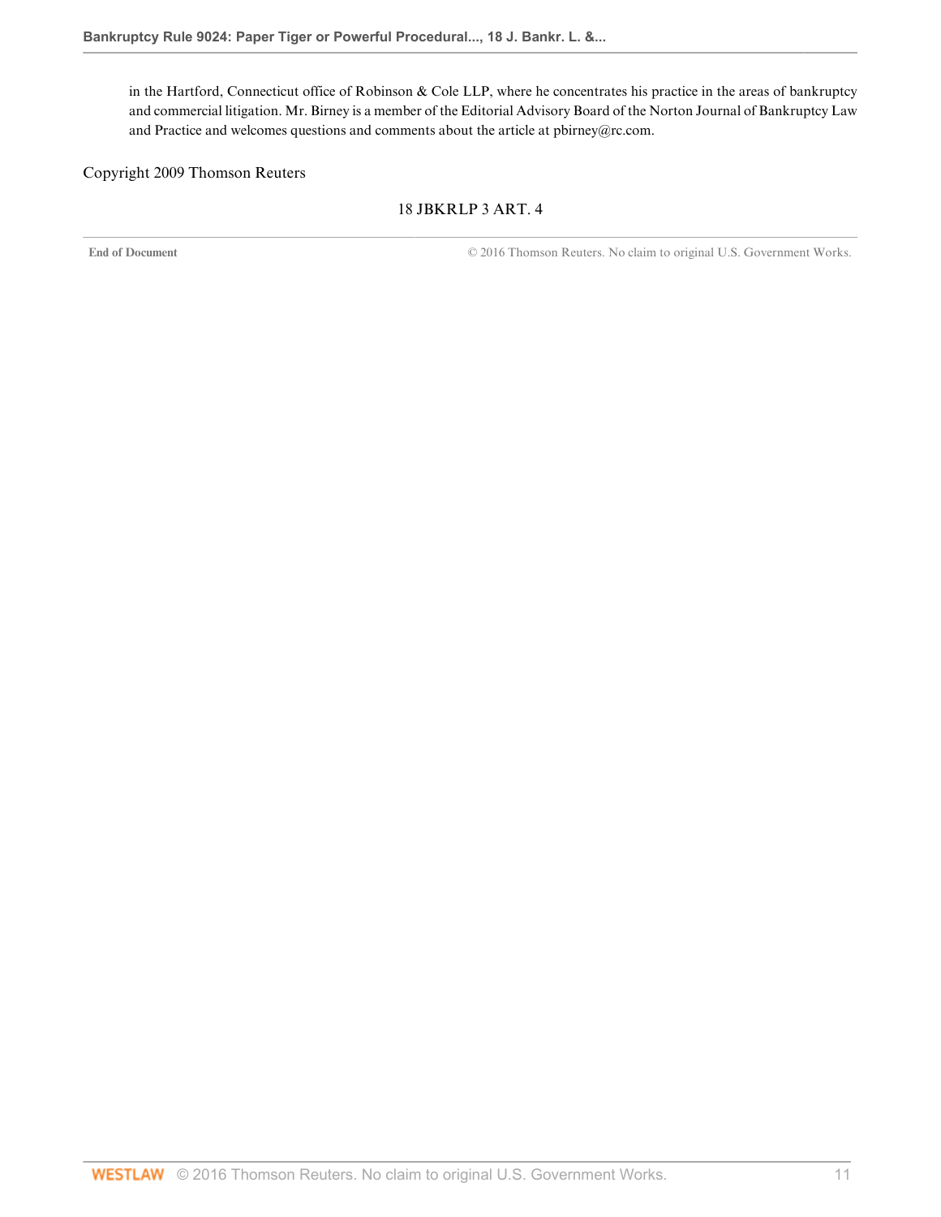in the Hartford, Connecticut office of Robinson & Cole LLP, where he concentrates his practice in the areas of bankruptcy and commercial litigation. Mr. Birney is a member of the Editorial Advisory Board of the Norton Journal of Bankruptcy Law and Practice and welcomes questions and comments about the article at pbirney@rc.com.

Copyright 2009 Thomson Reuters

18 JBKRLP 3 ART. 4

**End of Document** © 2016 Thomson Reuters. No claim to original U.S. Government Works.